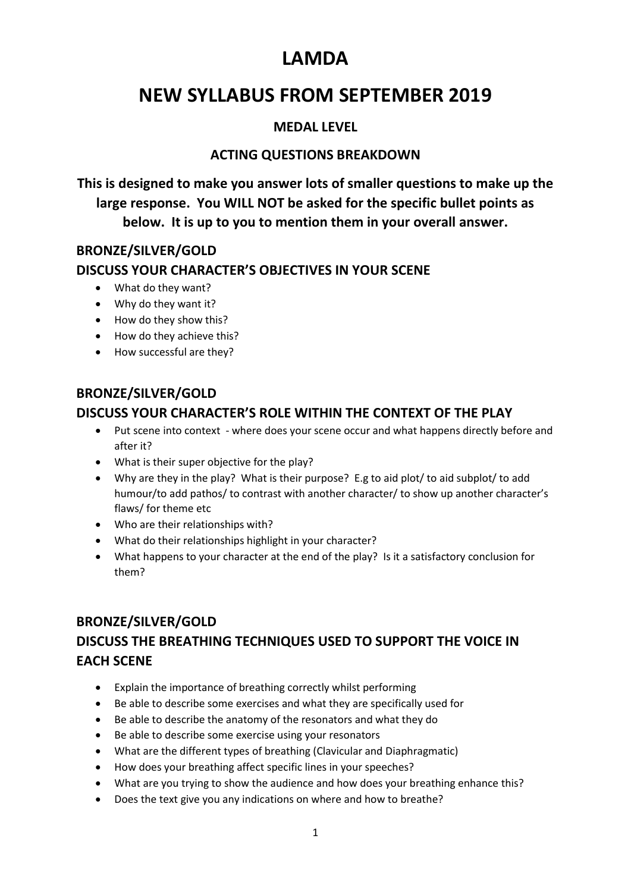# LAMDA

# NEW SYLLABUS FROM SEPTEMBER 2019

### MEDAL LEVEL

### ACTING QUESTIONS BREAKDOWN

**This is designed to make you answer lots of smaller questions to make up the large response. You WILL NOT be asked for the specific bullet points as below. It is up to you to mention them in your overall answer.**

## BRONZE/SILVER/GOLD

## DISCUSS YOUR CHARACTER'S OBJECTIVES IN YOUR SCENE

- What do they want?
- Why do they want it?
- How do they show this?
- How do they achieve this?
- How successful are they?

## BRONZE/SILVER/GOLD

## DISCUSS YOUR CHARACTER'S ROLE WITHIN THE CONTEXT OF THE PLAY

- Put scene into context - where does your scene occur and what happens directly before and after it?
- What is their super objective for the play?
- Why are they in the play? What is their purpose? E.g to aid plot/ to aid subplot/ to add humour/to add pathos/ to contrast with another character/ to show up another character's flaws/ for theme etc
- Who are their relationships with?
- What do their relationships highlight in your character?
- What happens to your character at the end of the play? Is it a satisfactory conclusion for them?

## BRONZE/SILVER/GOLD

## DISCUSS THE BREATHING TECHNIQUES USED TO SUPPORT THE VOICE IN EACH SCENE

- Explain the importance of breathing correctly whilst performing
- Be able to describe some exercises and what they are specifically used for
- Be able to describe the anatomy of the resonators and what they do
- Be able to describe some exercise using your resonators
- What are the different types of breathing (Clavicular and Diaphragmatic)
- How does your breathing affect specific lines in your speeches?
- What are you trying to show the audience and how does your breathing enhance this?
- Does the text give you any indications on where and how to breathe?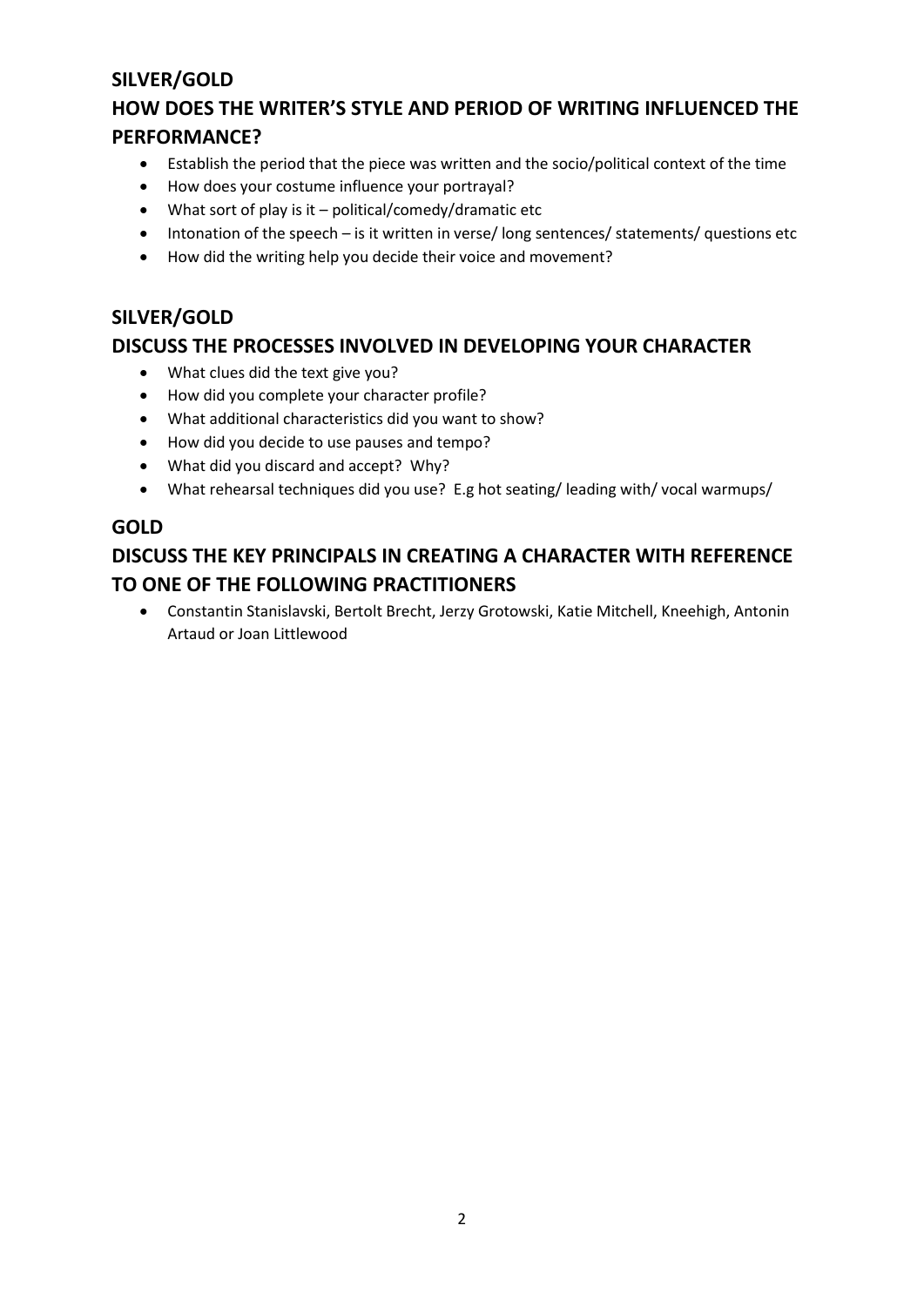## SILVER/GOLD

## HOW DOES THE WRITER'S STYLE AND PERIOD OF WRITING INFLUENCED THE PERFORMANCE?

- Establish the period that the piece was written and the socio/political context of the time
- How does your costume influence your portrayal?
- What sort of play is it – political/comedy/dramatic etc
- Intonation of the speech – is it written in verse/ long sentences/ statements/ questions etc
- How did the writing help you decide their voice and movement?

## SILVER/GOLD

## DISCUSS THE PROCESSES INVOLVED IN DEVELOPING YOUR CHARACTER

- What clues did the text give you?
- How did you complete your character profile?
- What additional characteristics did you want to show?
- How did you decide to use pauses and tempo?
- What did you discard and accept? Why?
- What rehearsal techniques did you use? E.g hot seating/ leading with/ vocal warmups/

## GOLD

## DISCUSS THE KEY PRINCIPALS IN CREATING A CHARACTER WITH REFERENCE TO ONE OF THE FOLLOWING PRACTITIONERS

- Constantin Stanislavski, Bertolt Brecht, Jerzy Grotowski, Katie Mitchell, Kneehigh, Antonin Artaud or Joan Littlewood